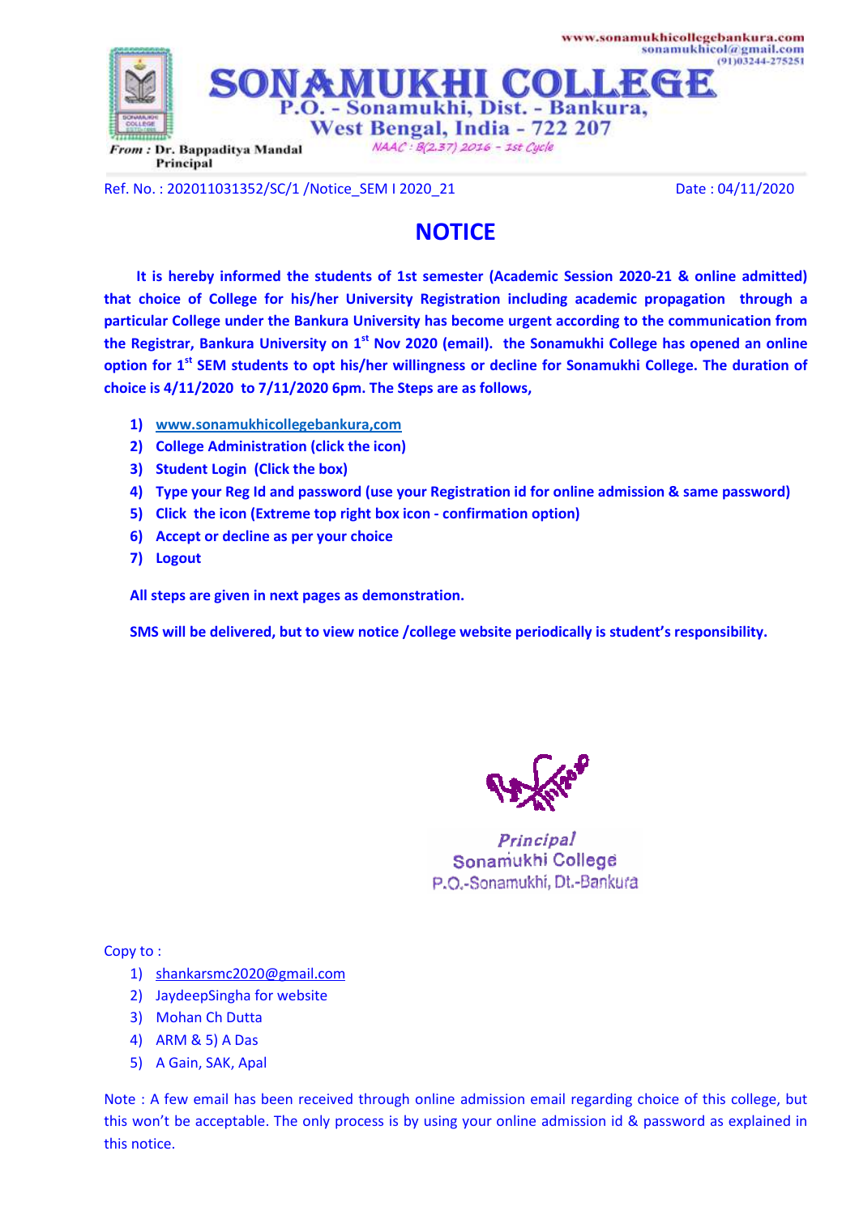www.sonamukhicollegebankura.com
sonamukhicol@gmail.com
(91)03244-275251

# SONAMUKHI COLLEGE

P.O. - Sonamukhi, Dist. - Bankura,
West Bengal, India - 722 207

NAAC : B(2.37) 2016 - 1st Cycle

*From :* **Dr. Bappaditya Mandal**
**Principal**

Ref. No. : 202011031352/SC/1 /Notice_SEM I 2020_21 Date : 04/11/2020

## NOTICE

**It is hereby informed the students of 1st semester (Academic Session 2020-21 & online admitted) that choice of College for his/her University Registration including academic propagation through a particular College under the Bankura University has become urgent according to the communication from the Registrar, Bankura University on 1st Nov 2020 (email). the Sonamukhi College has opened an online option for 1st SEM students to opt his/her willingness or decline for Sonamukhi College. The duration of choice is 4/11/2020 to 7/11/2020 6pm. The Steps are as follows,**

1) **www.sonamukhicollegebankura,com**
2) **College Administration (click the icon)**
3) **Student Login (Click the box)**
4) **Type your Reg Id and password (use your Registration id for online admission & same password)**
5) **Click the icon (Extreme top right box icon - confirmation option)**
6) **Accept or decline as per your choice**
7) **Logout**

**All steps are given in next pages as demonstration.**

**SMS will be delivered, but to view notice /college website periodically is student's responsibility.**

*Principal*
Sonamukhi College
P.O.-Sonamukhi, Dt.-Bankura

Copy to :

1) shankarsmc2020@gmail.com
2) JaydeepSingha for website
3) Mohan Ch Dutta
4) ARM & 5) A Das
5) A Gain, SAK, Apal

Note : A few email has been received through online admission email regarding choice of this college, but this won't be acceptable. The only process is by using your online admission id & password as explained in this notice.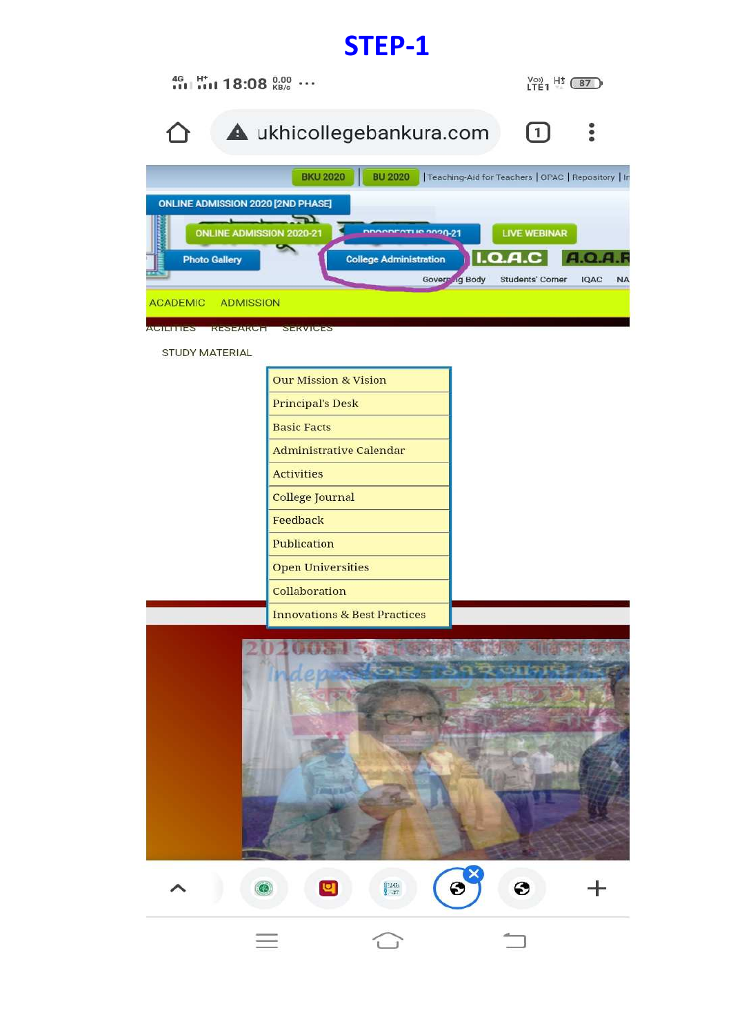# STEP-1

18:08

ukhicollegebankura.com

BKU 2020 | BU 2020 | Teaching-Aid for Teachers | OPAC | Repository

ONLINE ADMISSION 2020 [2ND PHASE]

ONLINE ADMISSION 2020-21

PROSPECTUS 2020-21

LIVE WEBINAR

Photo Gallery

College Administration

I.Q.A.C

A.Q.A.R

Governing Body | Students' Corner | IQAC | NA

ACADEMIC ADMISSION

ACILITIES RESEARCH SERVICES

STUDY MATERIAL

- Our Mission & Vision
- Principal's Desk
- Basic Facts
- Administrative Calendar
- Activities
- College Journal
- Feedback
- Publication
- Open Universities
- Collaboration
- Innovations & Best Practices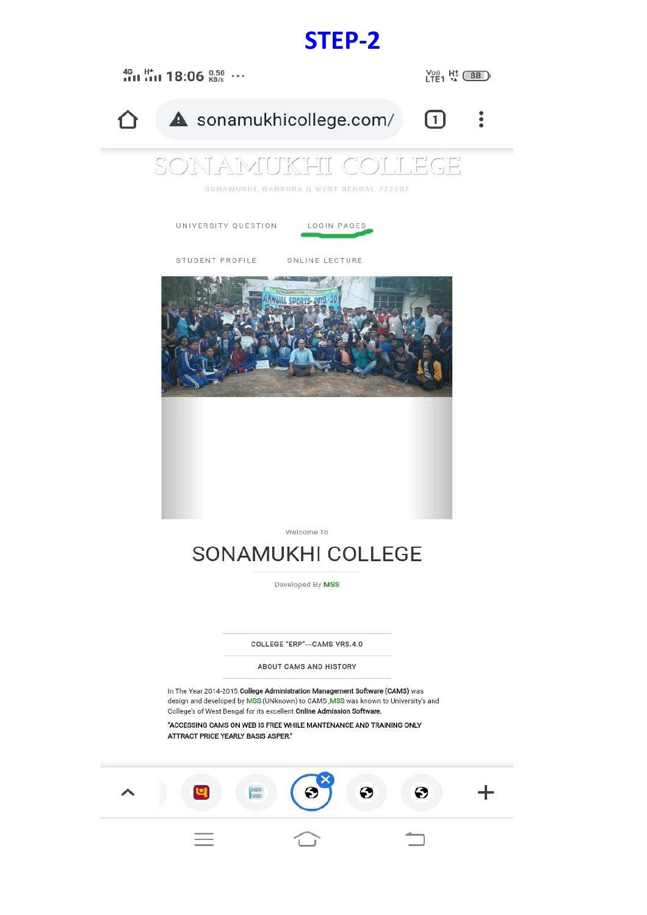# STEP-2

18:06

sonamukhicollege.com/

SONAMUKHI COLLEGE

SONAMUKHI, BANKURA || WEST BENGAL 722207

UNIVERSITY QUESTION

LOGIN PAGES

STUDENT PROFILE

ONLINE LECTURE

Welcome To

## SONAMUKHI COLLEGE

Developed By MSS

COLLEGE "ERP"---CAMS VRS.4.0

ABOUT CAMS AND HISTORY

In The Year 2014-2015 **College Administration Management Software (CAMS)** was design and developed by MSS (UNknown) to CAMS ,MSS was known to University's and College's of West Bengal for its excellent **Online Admission Software.**

"ACCESSING CAMS ON WEB IS FREE WHILE MANTENANCE AND TRAINING ONLY ATTRACT PRICE YEARLY BASIS ASPER."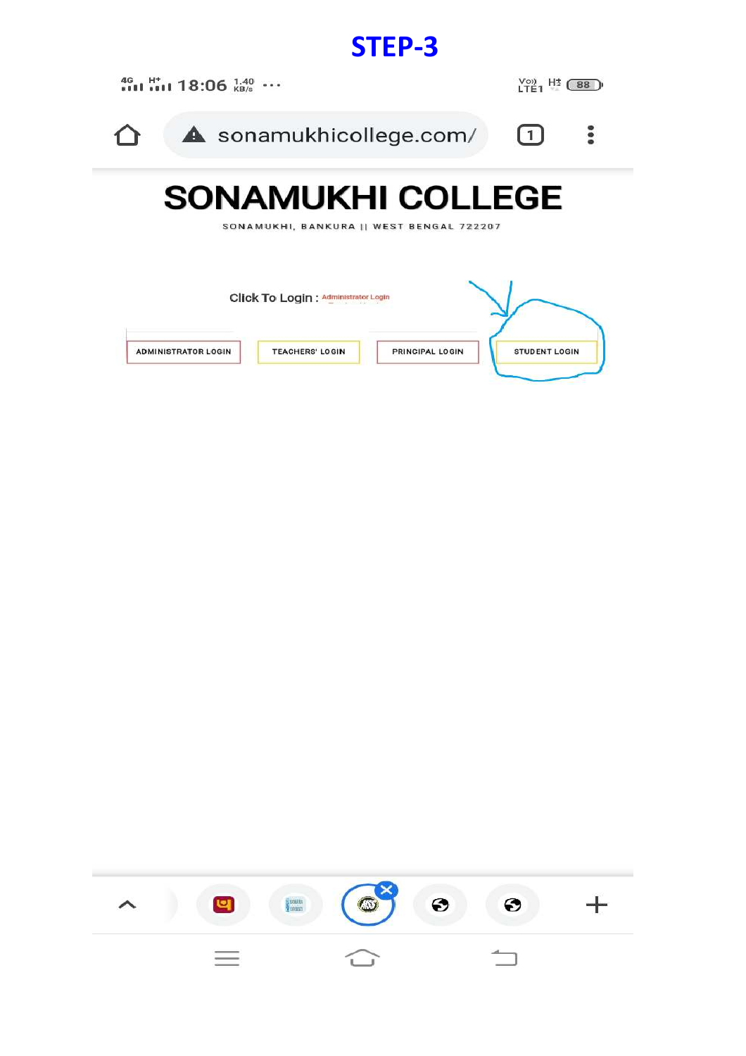# STEP-3

18:06

sonamukhicollege.com/

# SONAMUKHI COLLEGE

SONAMUKHI, BANKURA || WEST BENGAL 722207

Click To Login : Administrator Login

ADMINISTRATOR LOGIN

TEACHERS' LOGIN

PRINCIPAL LOGIN

STUDENT LOGIN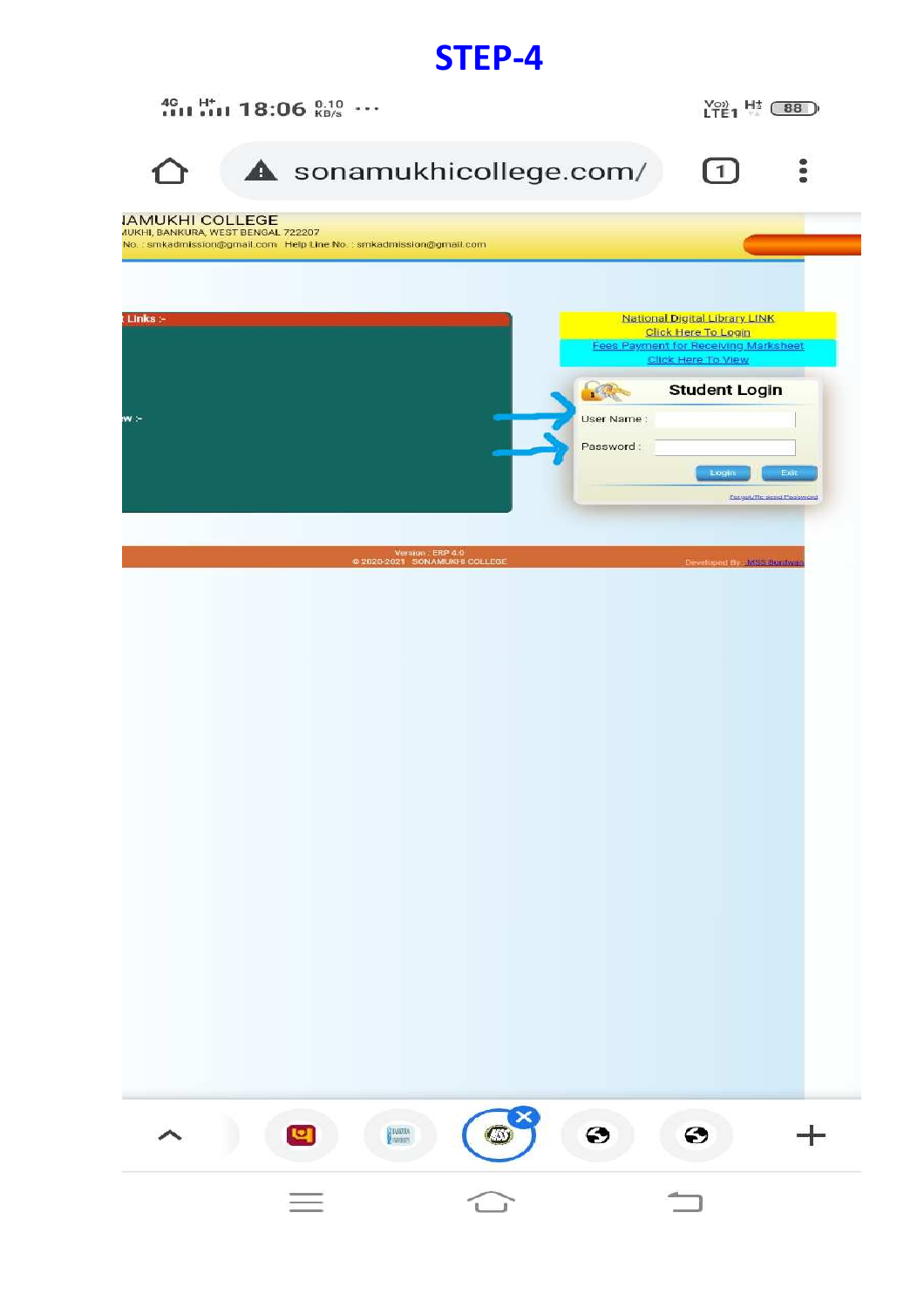# STEP-4

18:06

sonamukhicollege.com/

IAMUKHI COLLEGE
IUKHI, BANKURA, WEST BENGAL 722207
No. : smkadmission@gmail.com  Help Line No. : smkadmission@gmail.com

Links :-

National Digital Library LINK
Click Here To Login
Fees Payment for Receiving Marksheet
Click Here To View

Student Login

User Name :

Password :

Login  Exit

Forgot/Re-send Password

Version : ERP 4.0
© 2020-2021 SONAMUKHI COLLEGE

Developed By : MSS Burdwan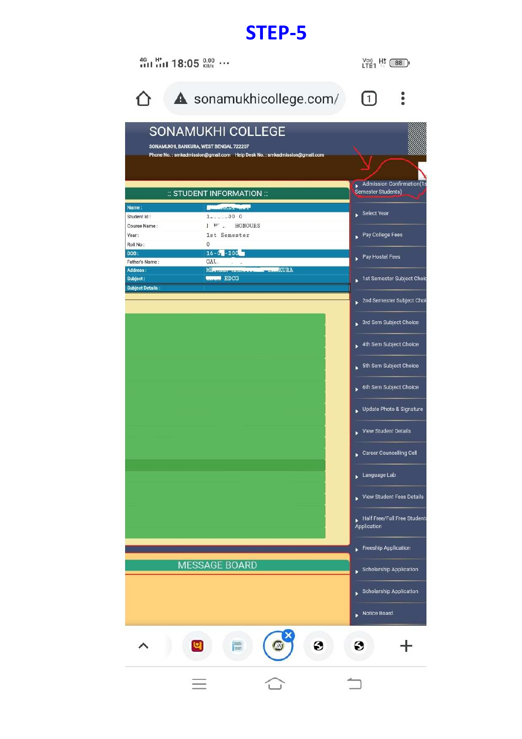# STEP-5

sonamukhicollege.com/

SONAMUKHI COLLEGE

SONAMUKHI, BANKURA, WEST BENGAL 722207

Phone No. : smkadmission@gmail.com Help Desk No. : smkadmission@gmail.com

:: STUDENT INFORMATION ::

| | |
|---|---|
| Name : | |
| Student Id : | 1......00 0 |
| Course Name : | I ... HONOURS |
| Year : | 1st Semester |
| Roll No : | 0 |
| DOB : | 16-0█-200█ |
| Father's Name : | GAU... |
| Address : | ...KURA |
| Subject : | ... EDCG |
| Subject Details : | |

MESSAGE BOARD

- Admission Confirmation(1st Semester Students)
- Select Year
- Pay College Fees
- Pay Hostel Fees
- 1st Semester Subject Choice
- 2nd Semester Subject Choice
- 3rd Sem Subject Choice
- 4th Sem Subject Choice
- 5th Sem Subject Choice
- 6th Sem Subject Choice
- Update Photo & Signature
- View Student Details
- Career Councelling Cell
- Language Lab
- View Student Fees Details
- Half Free/Full Free Student Application
- Freeship Application
- Scholarship Application
- Scholarship Application
- Notice Board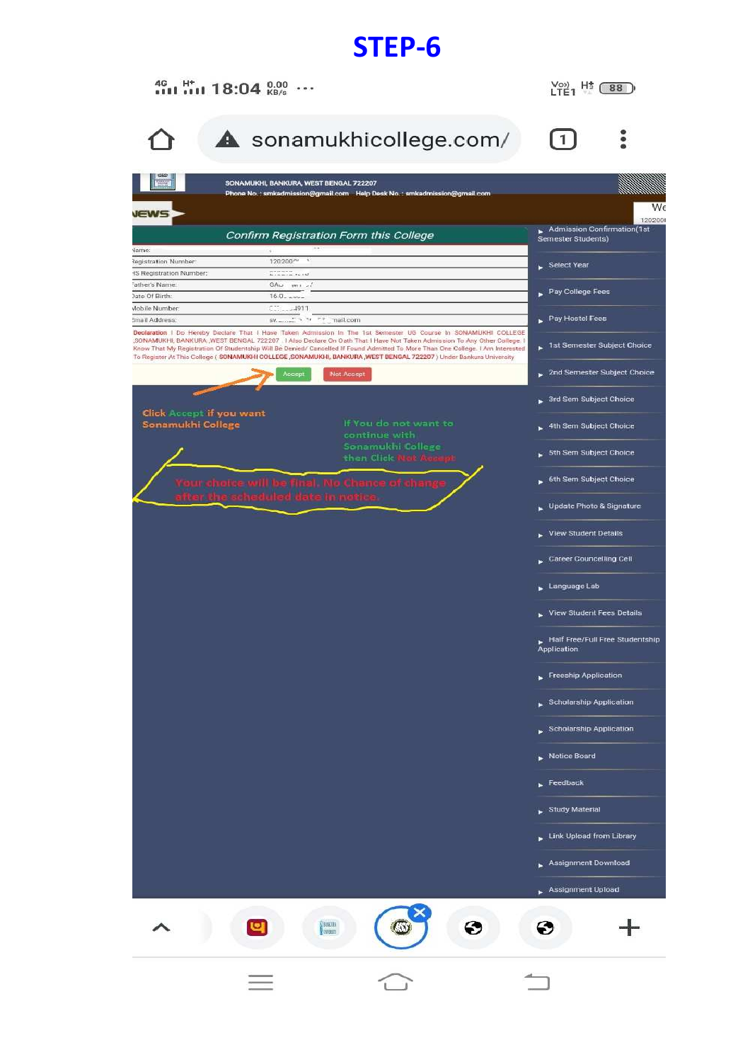# STEP-6

18:04

sonamukhicollege.com/

SONAMUKHI, BANKURA, WEST BENGAL 722207

Phone No. : smkadmission@gmail.com Help Desk No. : smkadmission@gmail.com

NEWS

## Confirm Registration Form this College

| | |
|---|---|
| Name: | |
| Registration Number: | 120200 |
| HS Registration Number: | |
| Father's Name: | |
| Date Of Birth: | 16-0 |
| Mobile Number: | 4911 |
| Email Address: | mail.com |

**Declaration** I Do Hereby Declare That I Have Taken Admission In The 1st Semester UG Course In SONAMUKHI COLLEGE ,SONAMUKHI, BANKURA ,WEST BENGAL 722207 . I Also Declare On Oath That I Have Not Taken Admission To Any Other College. I Know That My Registration Of Studentship Will Be Denied/ Cancelled If Found Admitted To More Than One College. I Am Interested To Register At This College ( SONAMUKHI COLLEGE ,SONAMUKHI, BANKURA ,WEST BENGAL 722207 ) Under Bankura University

Accept | Not Accept

Click Accept if you want Sonamukhi College

If You do not want to continue with Sonamukhi College then Click Not Accept

Your choice will be final. No Chance of change after the scheduled date in notice.

- Admission Confirmation(1st Semester Students)
- Select Year
- Pay College Fees
- Pay Hostel Fees
- 1st Semester Subject Choice
- 2nd Semester Subject Choice
- 3rd Sem Subject Choice
- 4th Sem Subject Choice
- 5th Sem Subject Choice
- 6th Sem Subject Choice
- Update Photo & Signature
- View Student Details
- Career Councelling Cell
- Language Lab
- View Student Fees Details
- Half Free/Full Free Studentship Application
- Freeship Application
- Scholarship Application
- Scholarship Application
- Notice Board
- Feedback
- Study Material
- Link Upload from Library
- Assignment Download
- Assignment Upload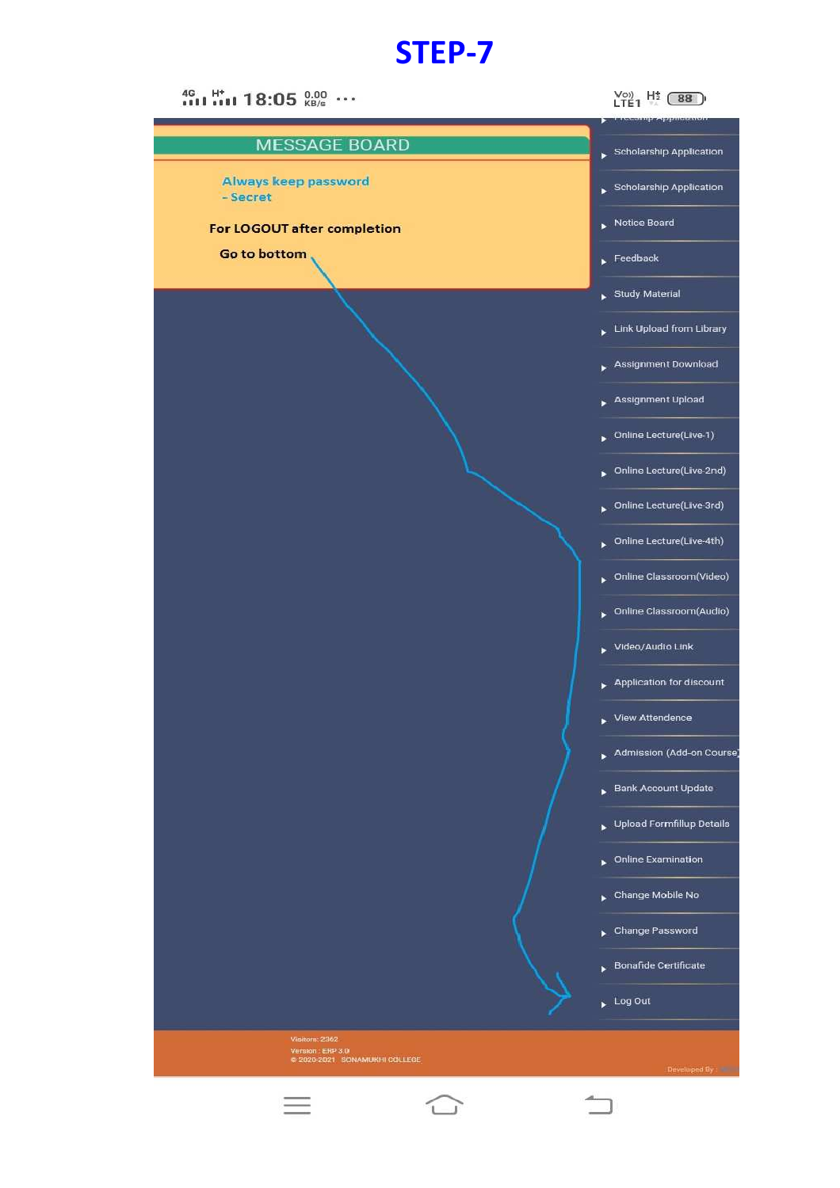# STEP-7

MESSAGE BOARD

Always keep password
- Secret

For LOGOUT after completion

Go to bottom

- Scholarship Application
- Scholarship Application
- Notice Board
- Feedback
- Study Material
- Link Upload from Library
- Assignment Download
- Assignment Upload
- Online Lecture(Live-1)
- Online Lecture(Live-2nd)
- Online Lecture(Live-3rd)
- Online Lecture(Live-4th)
- Online Classroom(Video)
- Online Classroom(Audio)
- Video/Audio Link
- Application for discount
- View Attendence
- Admission (Add-on Course)
- Bank Account Update
- Upload Formfillup Details
- Online Examination
- Change Mobile No
- Change Password
- Bonafide Certificate
- Log Out

Visitors: 2362
Version : ERP 3.0
© 2020-2021 SONAMUKHI COLLEGE

Developed By